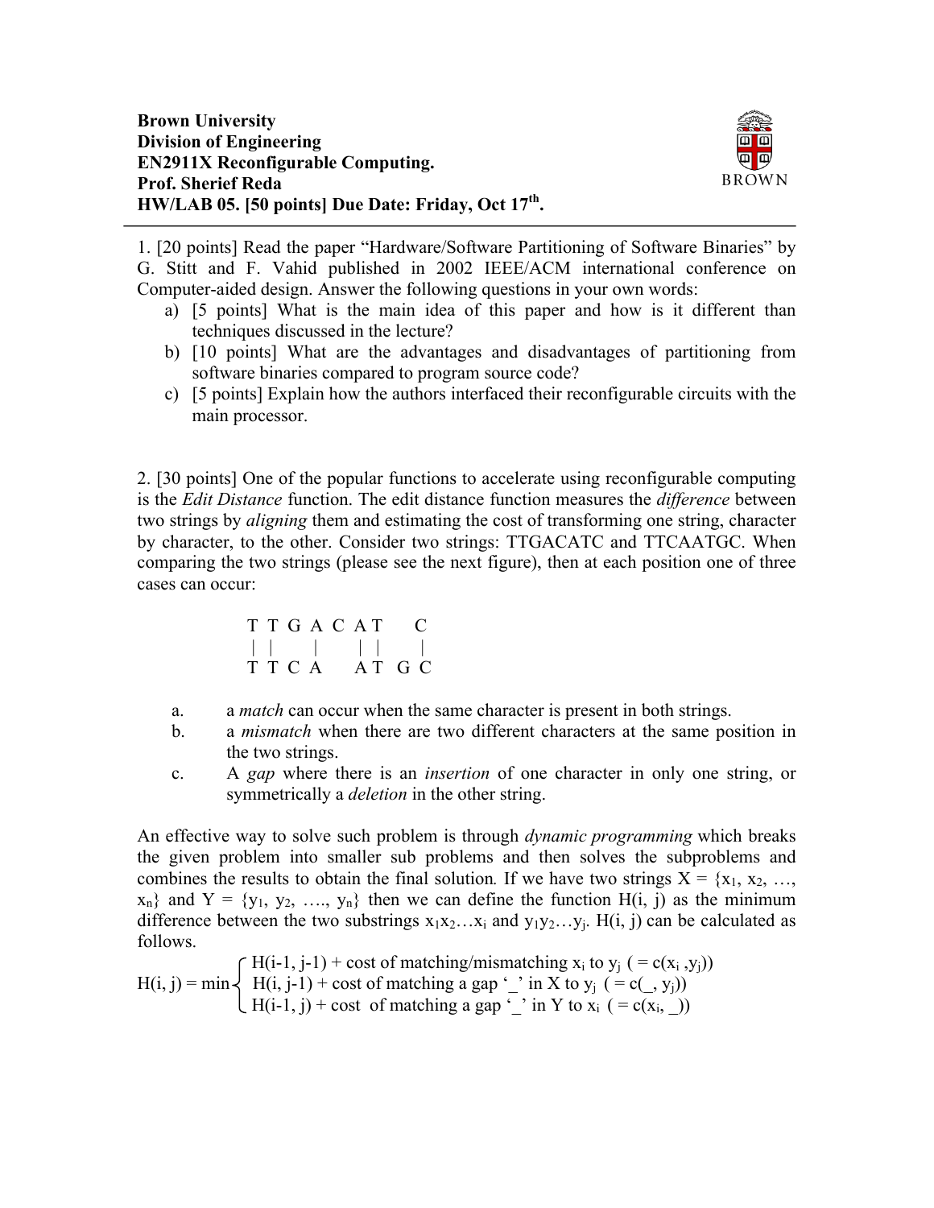**Brown University**
**Division of Engineering**
**EN2911X Reconfigurable Computing.**
**Prof. Sherief Reda**
**HW/LAB 05. [50 points] Due Date: Friday, Oct 17th.**

---

1. [20 points] Read the paper "Hardware/Software Partitioning of Software Binaries" by G. Stitt and F. Vahid published in 2002 IEEE/ACM international conference on Computer-aided design. Answer the following questions in your own words:
   a) [5 points] What is the main idea of this paper and how is it different than techniques discussed in the lecture?
   b) [10 points] What are the advantages and disadvantages of partitioning from software binaries compared to program source code?
   c) [5 points] Explain how the authors interfaced their reconfigurable circuits with the main processor.

2. [30 points] One of the popular functions to accelerate using reconfigurable computing is the *Edit Distance* function. The edit distance function measures the *difference* between two strings by *aligning* them and estimating the cost of transforming one string, character by character, to the other. Consider two strings: TTGACATC and TTCAATGC. When comparing the two strings (please see the next figure), then at each position one of three cases can occur:

```
T T G A C A T     C
| |   |     | |     |
T T C A     A T   G C
```

   a. a *match* can occur when the same character is present in both strings.
   b. a *mismatch* when there are two different characters at the same position in the two strings.
   c. A *gap* where there is an *insertion* of one character in only one string, or symmetrically a *deletion* in the other string.

An effective way to solve such problem is through *dynamic programming* which breaks the given problem into smaller sub problems and then solves the subproblems and combines the results to obtain the final solution. If we have two strings $X = \{x_1, x_2, \ldots, x_n\}$ and $Y = \{y_1, y_2, \ldots, y_n\}$ then we can define the function H(i, j) as the minimum difference between the two substrings $x_1x_2\ldots x_i$ and $y_1y_2\ldots y_j$. H(i, j) can be calculated as follows.

$$H(i, j) = \min \begin{cases} H(i-1, j-1) + \text{cost of matching/mismatching } x_i \text{ to } y_j \ (= c(x_i, y_j)) \\ H(i, j-1) + \text{cost of matching a gap '\_' in X to } y_j \ (= c(\_, y_j)) \\ H(i-1, j) + \text{cost of matching a gap '\_' in Y to } x_i \ (= c(x_i, \_)) \end{cases}$$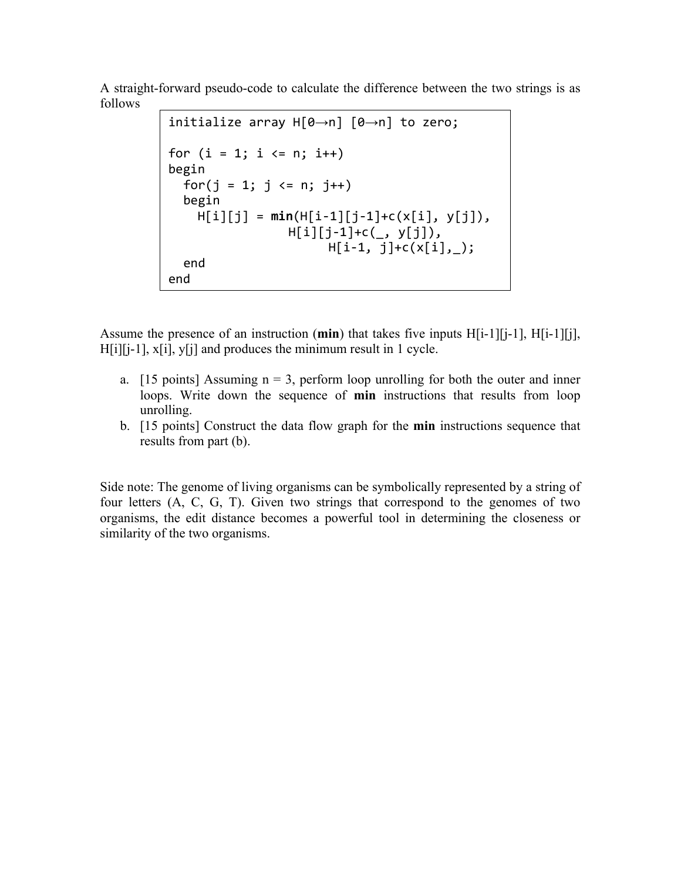A straight-forward pseudo-code to calculate the difference between the two strings is as follows

```
initialize array H[0→n] [0→n] to zero;

for (i = 1; i <= n; i++)
begin
  for(j = 1; j <= n; j++)
  begin
    H[i][j] = min(H[i-1][j-1]+c(x[i], y[j]),
                  H[i][j-1]+c(_, y[j]),
                       H[i-1, j]+c(x[i],_);
  end
end
```

Assume the presence of an instruction (**min**) that takes five inputs H[i-1][j-1], H[i-1][j], H[i][j-1], x[i], y[j] and produces the minimum result in 1 cycle.

a. [15 points] Assuming n = 3, perform loop unrolling for both the outer and inner loops. Write down the sequence of **min** instructions that results from loop unrolling.
b. [15 points] Construct the data flow graph for the **min** instructions sequence that results from part (b).

Side note: The genome of living organisms can be symbolically represented by a string of four letters (A, C, G, T). Given two strings that correspond to the genomes of two organisms, the edit distance becomes a powerful tool in determining the closeness or similarity of the two organisms.